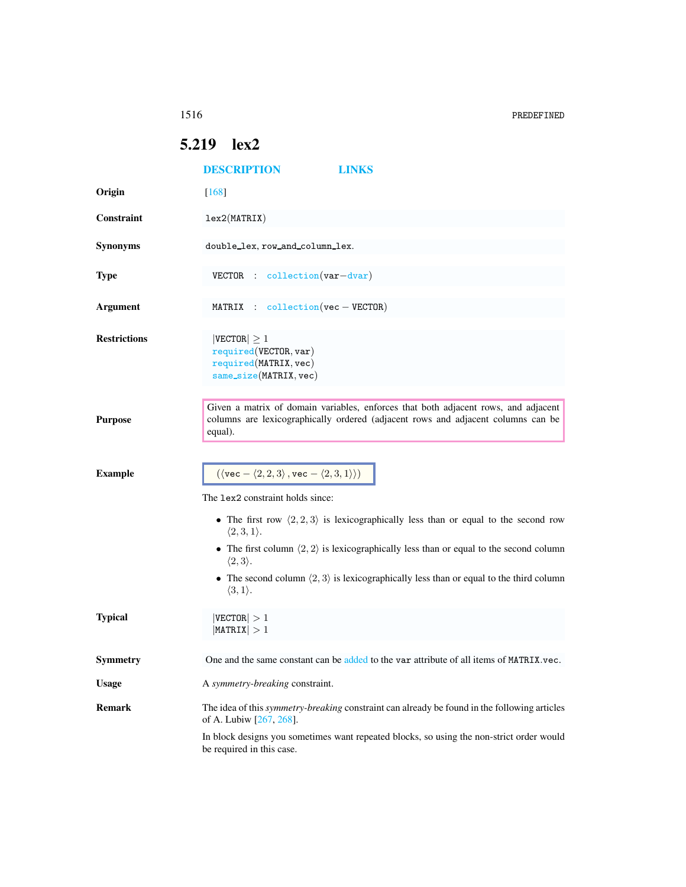## 5.219 lex2

DESCRIPTION LINKS

**Origin**

[168]

**Constraint**

lex2(MATRIX)

**Synonyms**

double_lex, row_and_column_lex.

**Type**

VECTOR : collection(var−dvar)

**Argument**

MATRIX : collection(vec − VECTOR)

**Restrictions**

$|\text{VECTOR}| \geq 1$
required(VECTOR, var)
required(MATRIX, vec)
same_size(MATRIX, vec)

**Purpose**

Given a matrix of domain variables, enforces that both adjacent rows, and adjacent columns are lexicographically ordered (adjacent rows and adjacent columns can be equal).

**Example**

$(\langle \text{vec} - \langle 2,2,3\rangle, \text{vec} - \langle 2,3,1\rangle \rangle)$

The lex2 constraint holds since:

- The first row $\langle 2,2,3\rangle$ is lexicographically less than or equal to the second row $\langle 2,3,1\rangle$.
- The first column $\langle 2,2\rangle$ is lexicographically less than or equal to the second column $\langle 2,3\rangle$.
- The second column $\langle 2,3\rangle$ is lexicographically less than or equal to the third column $\langle 3,1\rangle$.

**Typical**

$|\text{VECTOR}| > 1$
$|\text{MATRIX}| > 1$

**Symmetry**

One and the same constant can be added to the var attribute of all items of MATRIX.vec.

**Usage**

A *symmetry-breaking* constraint.

**Remark**

The idea of this *symmetry-breaking* constraint can already be found in the following articles of A. Lubiw [267, 268].

In block designs you sometimes want repeated blocks, so using the non-strict order would be required in this case.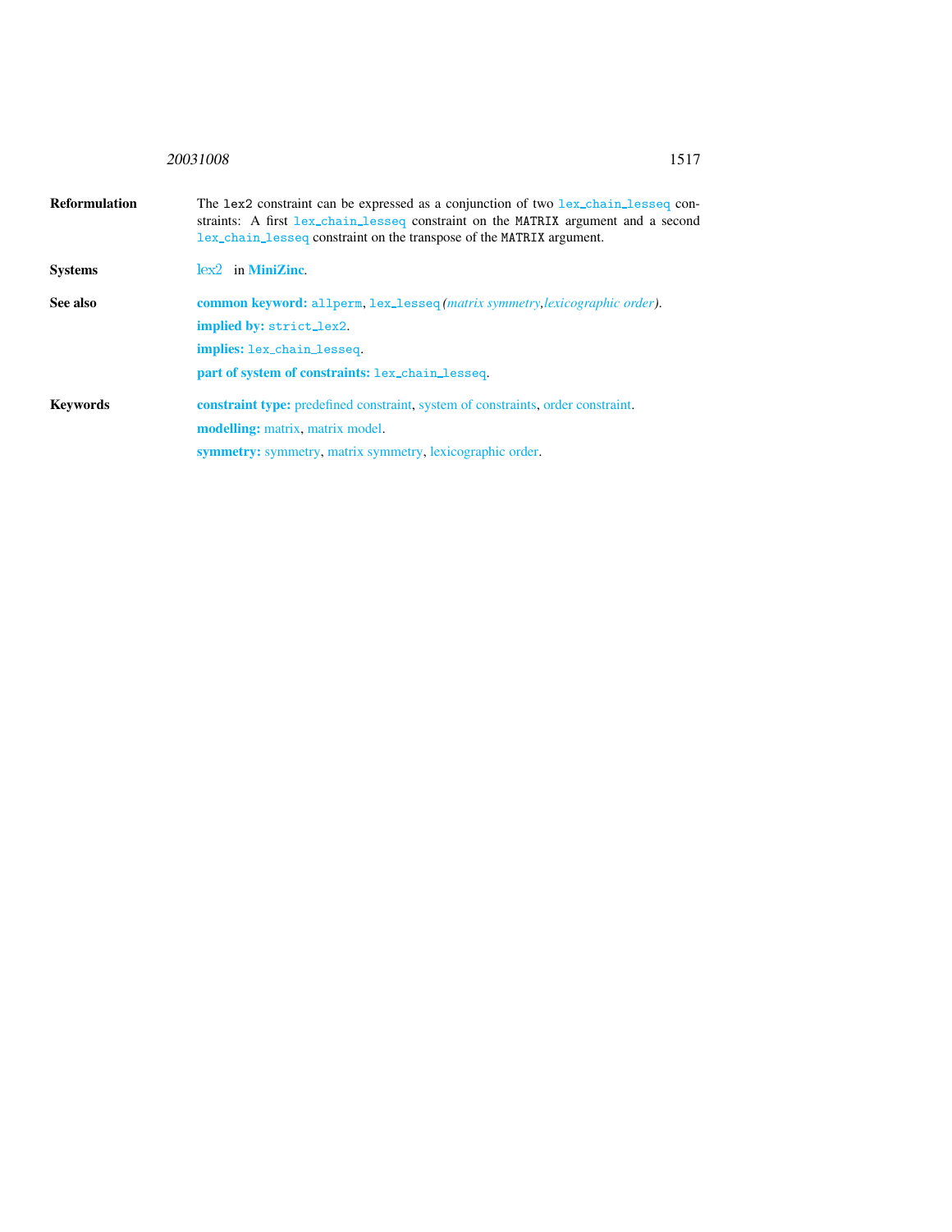**Reformulation** The `lex2` constraint can be expressed as a conjunction of two `lex_chain_lesseq` constraints: A first `lex_chain_lesseq` constraint on the `MATRIX` argument and a second `lex_chain_lesseq` constraint on the transpose of the `MATRIX` argument.

**Systems** lex2 in **MiniZinc**.

**See also** **common keyword:** `allperm`, `lex_lesseq` *(matrix symmetry, lexicographic order)*.

**implied by:** `strict_lex2`.

**implies:** `lex_chain_lesseq`.

**part of system of constraints:** `lex_chain_lesseq`.

**Keywords** **constraint type:** predefined constraint, system of constraints, order constraint.

**modelling:** matrix, matrix model.

**symmetry:** symmetry, matrix symmetry, lexicographic order.